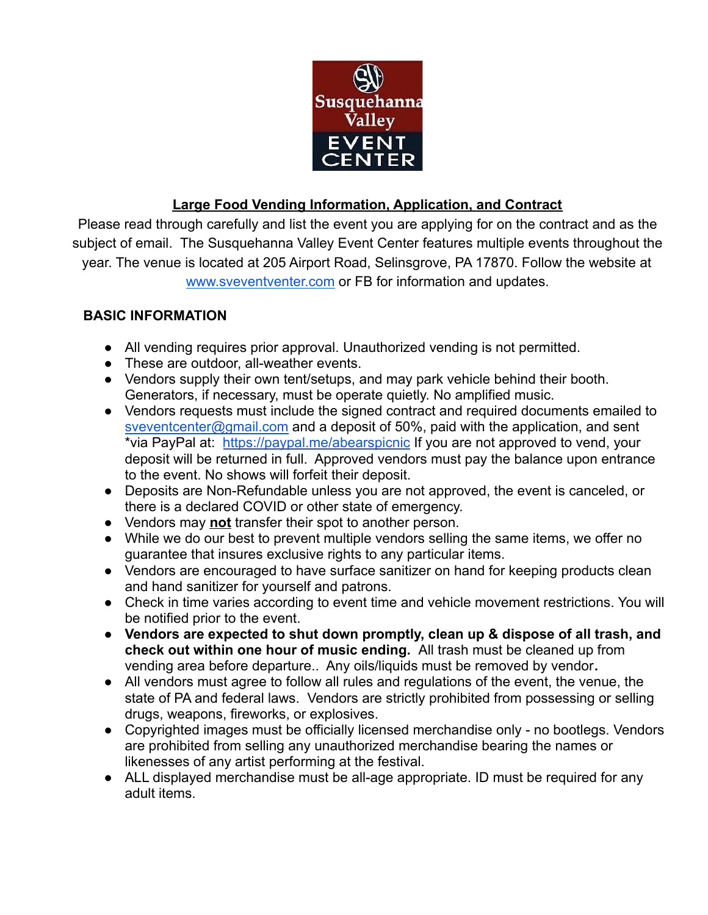# Large Food Vending Information, Application, and Contract

Please read through carefully and list the event you are applying for on the contract and as the subject of email. The Susquehanna Valley Event Center features multiple events throughout the year. The venue is located at 205 Airport Road, Selinsgrove, PA 17870. Follow the website at www.sveventventer.com or FB for information and updates.

## BASIC INFORMATION

- All vending requires prior approval. Unauthorized vending is not permitted.
- These are outdoor, all-weather events.
- Vendors supply their own tent/setups, and may park vehicle behind their booth. Generators, if necessary, must be operate quietly. No amplified music.
- Vendors requests must include the signed contract and required documents emailed to sveventcenter@gmail.com and a deposit of 50%, paid with the application, and sent *via PayPal at: https://paypal.me/abearspicnic If you are not approved to vend, your deposit will be returned in full. Approved vendors must pay the balance upon entrance to the event. No shows will forfeit their deposit.
- Deposits are Non-Refundable unless you are not approved, the event is canceled, or there is a declared COVID or other state of emergency.
- Vendors may **not** transfer their spot to another person.
- While we do our best to prevent multiple vendors selling the same items, we offer no guarantee that insures exclusive rights to any particular items.
- Vendors are encouraged to have surface sanitizer on hand for keeping products clean and hand sanitizer for yourself and patrons.
- Check in time varies according to event time and vehicle movement restrictions. You will be notified prior to the event.
- **Vendors are expected to shut down promptly, clean up & dispose of all trash, and check out within one hour of music ending.** All trash must be cleaned up from vending area before departure.. Any oils/liquids must be removed by vendor**.**
- All vendors must agree to follow all rules and regulations of the event, the venue, the state of PA and federal laws. Vendors are strictly prohibited from possessing or selling drugs, weapons, fireworks, or explosives.
- Copyrighted images must be officially licensed merchandise only - no bootlegs. Vendors are prohibited from selling any unauthorized merchandise bearing the names or likenesses of any artist performing at the festival.
- ALL displayed merchandise must be all-age appropriate. ID must be required for any adult items.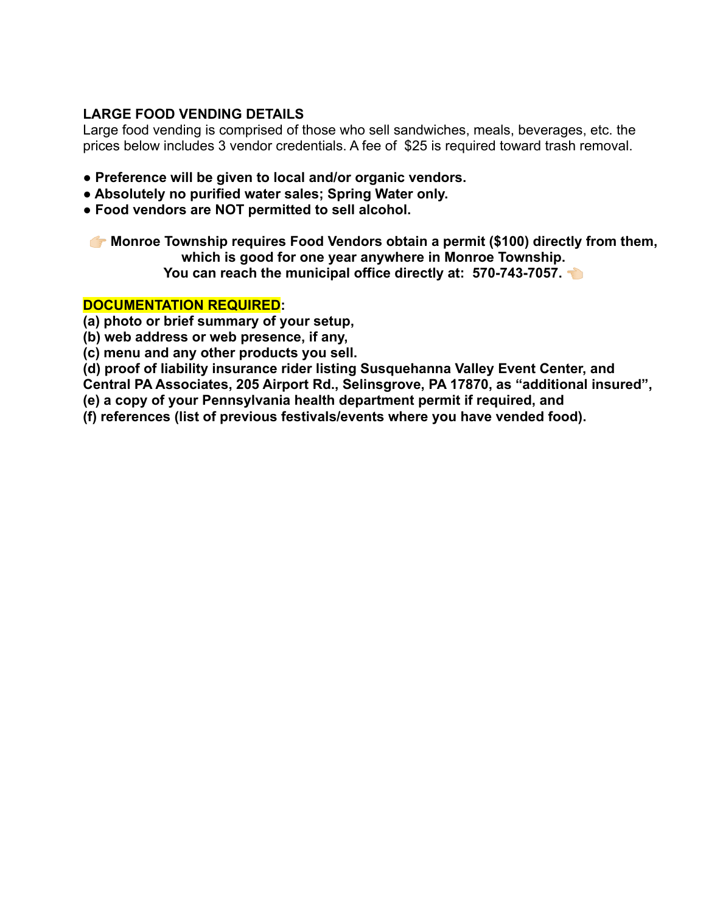**LARGE FOOD VENDING DETAILS**

Large food vending is comprised of those who sell sandwiches, meals, beverages, etc. the prices below includes 3 vendor credentials. A fee of $25 is required toward trash removal.

- **Preference will be given to local and/or organic vendors.**
- **Absolutely no purified water sales; Spring Water only.**
- **Food vendors are NOT permitted to sell alcohol.**

**👉 Monroe Township requires Food Vendors obtain a permit ($100) directly from them, which is good for one year anywhere in Monroe Township. You can reach the municipal office directly at: 570-743-7057. 👈**

**DOCUMENTATION REQUIRED:**

**(a) photo or brief summary of your setup,**
**(b) web address or web presence, if any,**
**(c) menu and any other products you sell.**
**(d) proof of liability insurance rider listing Susquehanna Valley Event Center, and Central PA Associates, 205 Airport Rd., Selinsgrove, PA 17870, as "additional insured",**
**(e) a copy of your Pennsylvania health department permit if required, and**
**(f) references (list of previous festivals/events where you have vended food).**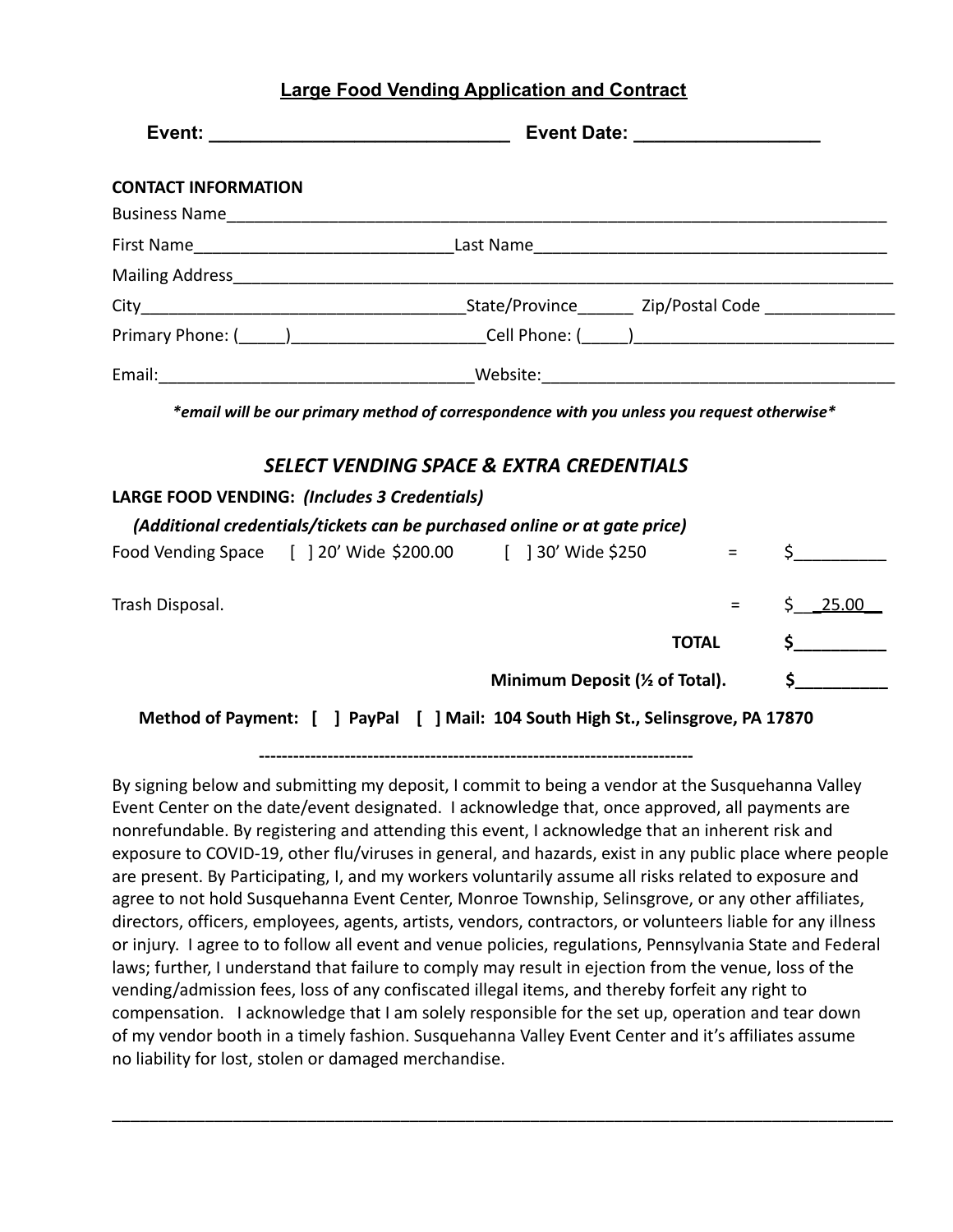## Large Food Vending Application and Contract

**Event: _____________________________ Event Date: _________________**

**CONTACT INFORMATION**

Business Name___________________________________________________________________________

First Name___________________________Last Name_____________________________________

Mailing Address__________________________________________________________________________

City___________________________________State/Province______ Zip/Postal Code ______________

Primary Phone: (_____)_____________________Cell Phone: (_____)___________________________

Email:_________________________________Website:______________________________________

***email will be our primary method of correspondence with you unless you request otherwise***

### *SELECT VENDING SPACE & EXTRA CREDENTIALS*

**LARGE FOOD VENDING:** ***(Includes 3 Credentials)***

***(Additional credentials/tickets can be purchased online or at gate price)***

Food Vending Space [ ] 20' Wide $200.00 [ ] 30' Wide $250 = $__________

Trash Disposal. = $__ _25.00__

**TOTAL $__________**

**Minimum Deposit (½ of Total). $__________**

**Method of Payment: [ ] PayPal [ ] Mail: 104 South High St., Selinsgrove, PA 17870**

---------------------------------------------------------------------------

By signing below and submitting my deposit, I commit to being a vendor at the Susquehanna Valley Event Center on the date/event designated. I acknowledge that, once approved, all payments are nonrefundable. By registering and attending this event, I acknowledge that an inherent risk and exposure to COVID-19, other flu/viruses in general, and hazards, exist in any public place where people are present. By Participating, I, and my workers voluntarily assume all risks related to exposure and agree to not hold Susquehanna Event Center, Monroe Township, Selinsgrove, or any other affiliates, directors, officers, employees, agents, artists, vendors, contractors, or volunteers liable for any illness or injury. I agree to to follow all event and venue policies, regulations, Pennsylvania State and Federal laws; further, I understand that failure to comply may result in ejection from the venue, loss of the vending/admission fees, loss of any confiscated illegal items, and thereby forfeit any right to compensation. I acknowledge that I am solely responsible for the set up, operation and tear down of my vendor booth in a timely fashion. Susquehanna Valley Event Center and it's affiliates assume no liability for lost, stolen or damaged merchandise.

______________________________________________________________________________________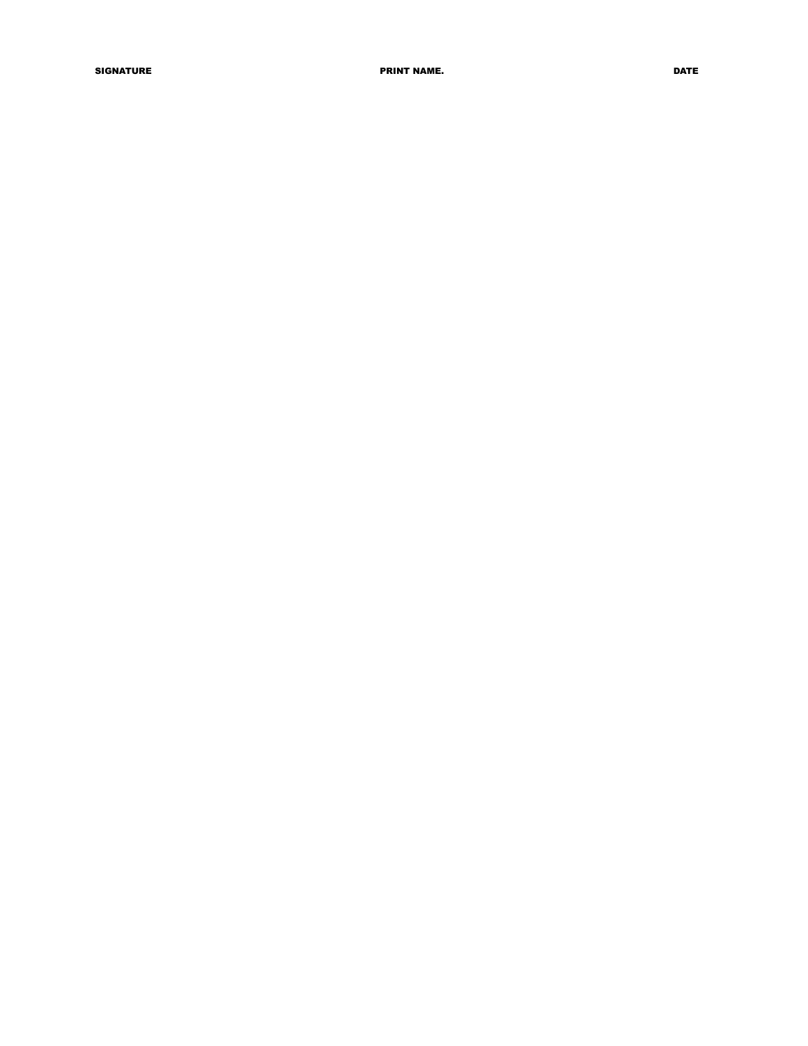**SIGNATURE** **PRINT NAME.** **DATE**